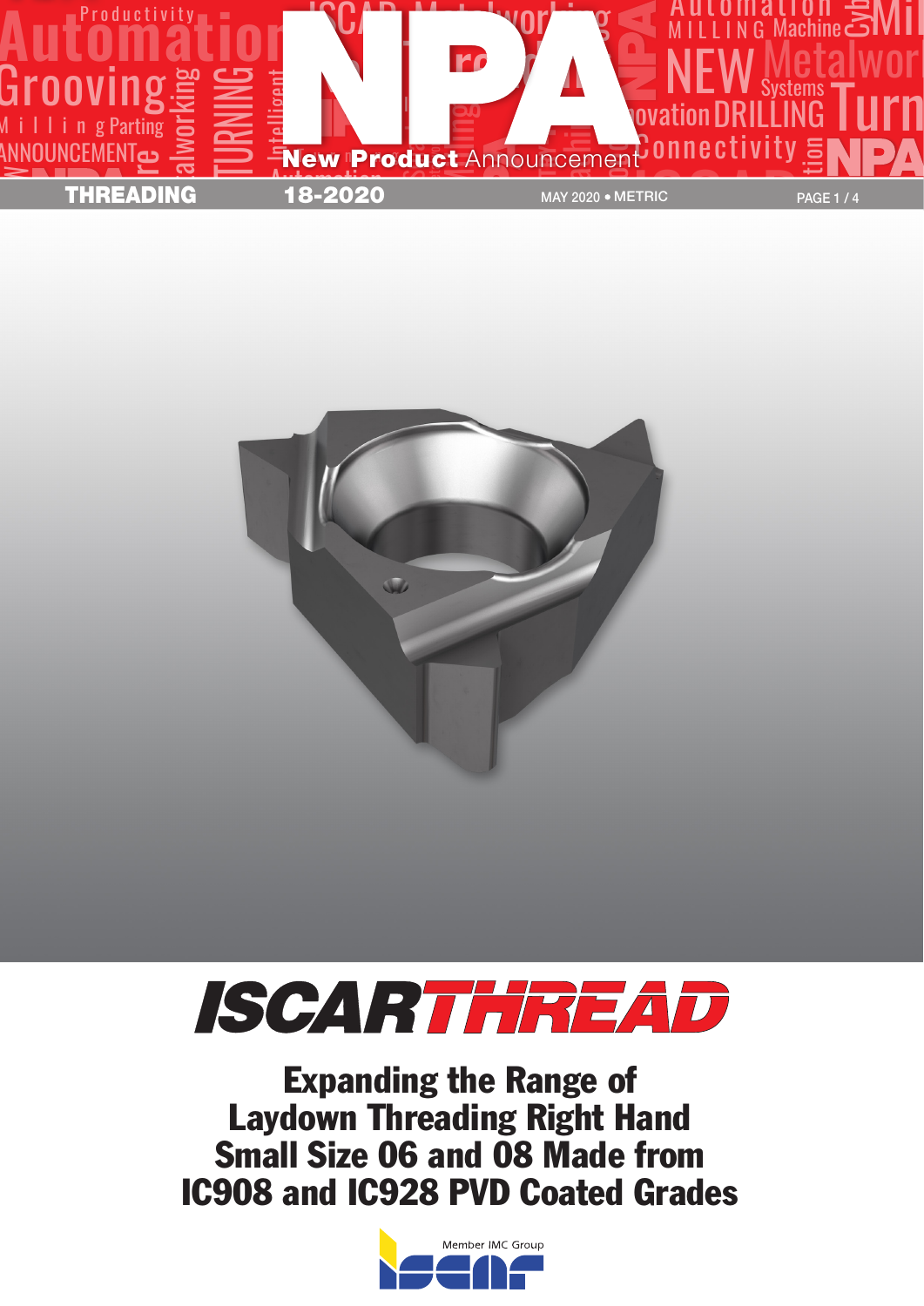THREADING

18-2020

MAY 2020 • METRIC

# ISCARTHREAD

## Expanding the Range of Laydown Threading Right Hand Small Size 06 and 08 Made from IC908 and IC928 PVD Coated Grades

Member IMC Group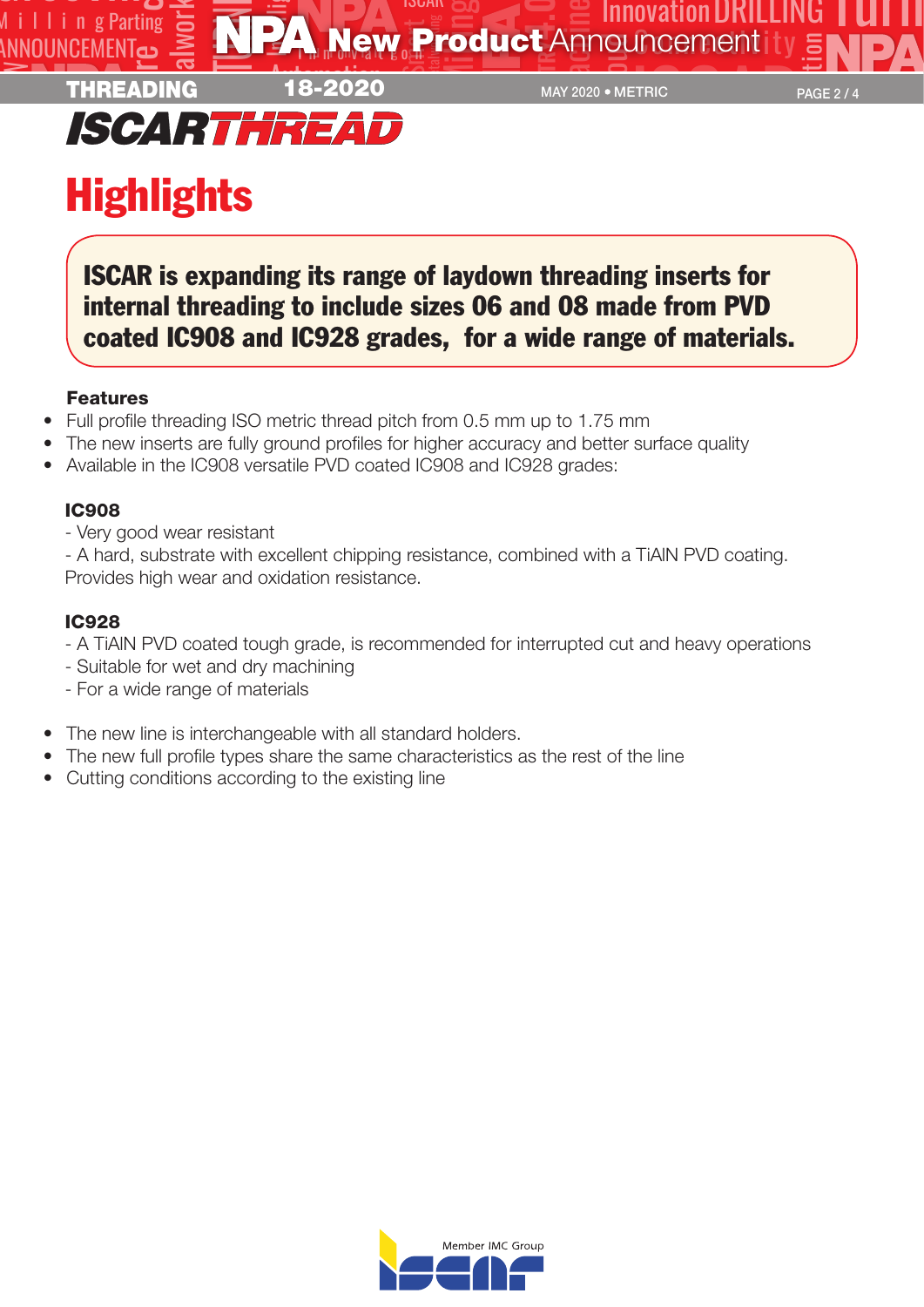# ISCARTHREAD

## Highlights

**ISCAR is expanding its range of laydown threading inserts for internal threading to include sizes 06 and 08 made from PVD coated IC908 and IC928 grades, for a wide range of materials.**

**Features**

- Full profile threading ISO metric thread pitch from 0.5 mm up to 1.75 mm
- The new inserts are fully ground profiles for higher accuracy and better surface quality
- Available in the IC908 versatile PVD coated IC908 and IC928 grades:

**IC908**

- Very good wear resistant
- A hard, substrate with excellent chipping resistance, combined with a TiAlN PVD coating. Provides high wear and oxidation resistance.

**IC928**

- A TiAlN PVD coated tough grade, is recommended for interrupted cut and heavy operations
- Suitable for wet and dry machining
- For a wide range of materials

- The new line is interchangeable with all standard holders.
- The new full profile types share the same characteristics as the rest of the line
- Cutting conditions according to the existing line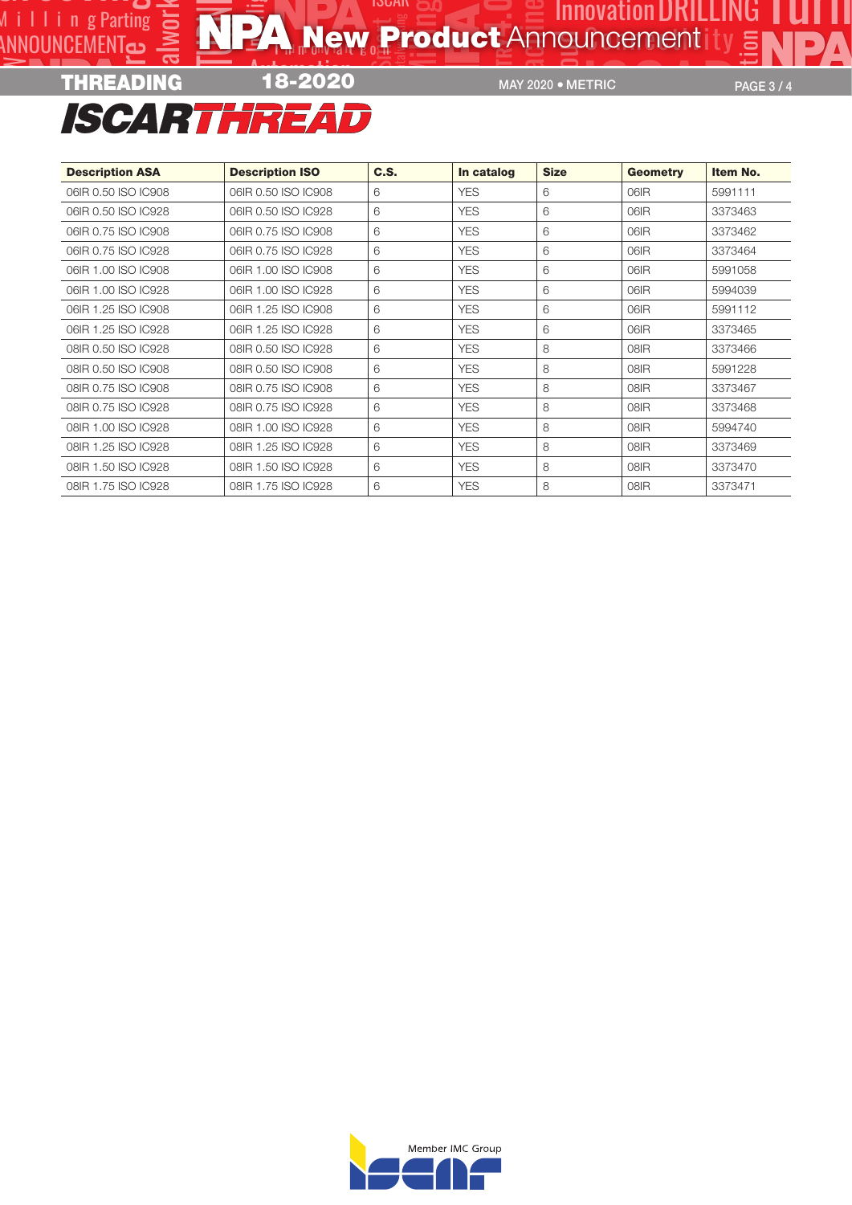## ISCARTHREAD

| Description ASA | Description ISO | C.S. | In catalog | Size | Geometry | Item No. |
|---|---|---|---|---|---|---|
| 06IR 0.50 ISO IC908 | 06IR 0.50 ISO IC908 | 6 | YES | 6 | 06IR | 5991111 |
| 06IR 0.50 ISO IC928 | 06IR 0.50 ISO IC928 | 6 | YES | 6 | 06IR | 3373463 |
| 06IR 0.75 ISO IC908 | 06IR 0.75 ISO IC908 | 6 | YES | 6 | 06IR | 3373462 |
| 06IR 0.75 ISO IC928 | 06IR 0.75 ISO IC928 | 6 | YES | 6 | 06IR | 3373464 |
| 06IR 1.00 ISO IC908 | 06IR 1.00 ISO IC908 | 6 | YES | 6 | 06IR | 5991058 |
| 06IR 1.00 ISO IC928 | 06IR 1.00 ISO IC928 | 6 | YES | 6 | 06IR | 5994039 |
| 06IR 1.25 ISO IC908 | 06IR 1.25 ISO IC908 | 6 | YES | 6 | 06IR | 5991112 |
| 06IR 1.25 ISO IC928 | 06IR 1.25 ISO IC928 | 6 | YES | 6 | 06IR | 3373465 |
| 08IR 0.50 ISO IC928 | 08IR 0.50 ISO IC928 | 6 | YES | 8 | 08IR | 3373466 |
| 08IR 0.50 ISO IC908 | 08IR 0.50 ISO IC908 | 6 | YES | 8 | 08IR | 5991228 |
| 08IR 0.75 ISO IC908 | 08IR 0.75 ISO IC908 | 6 | YES | 8 | 08IR | 3373467 |
| 08IR 0.75 ISO IC928 | 08IR 0.75 ISO IC928 | 6 | YES | 8 | 08IR | 3373468 |
| 08IR 1.00 ISO IC928 | 08IR 1.00 ISO IC928 | 6 | YES | 8 | 08IR | 5994740 |
| 08IR 1.25 ISO IC928 | 08IR 1.25 ISO IC928 | 6 | YES | 8 | 08IR | 3373469 |
| 08IR 1.50 ISO IC928 | 08IR 1.50 ISO IC928 | 6 | YES | 8 | 08IR | 3373470 |
| 08IR 1.75 ISO IC928 | 08IR 1.75 ISO IC928 | 6 | YES | 8 | 08IR | 3373471 |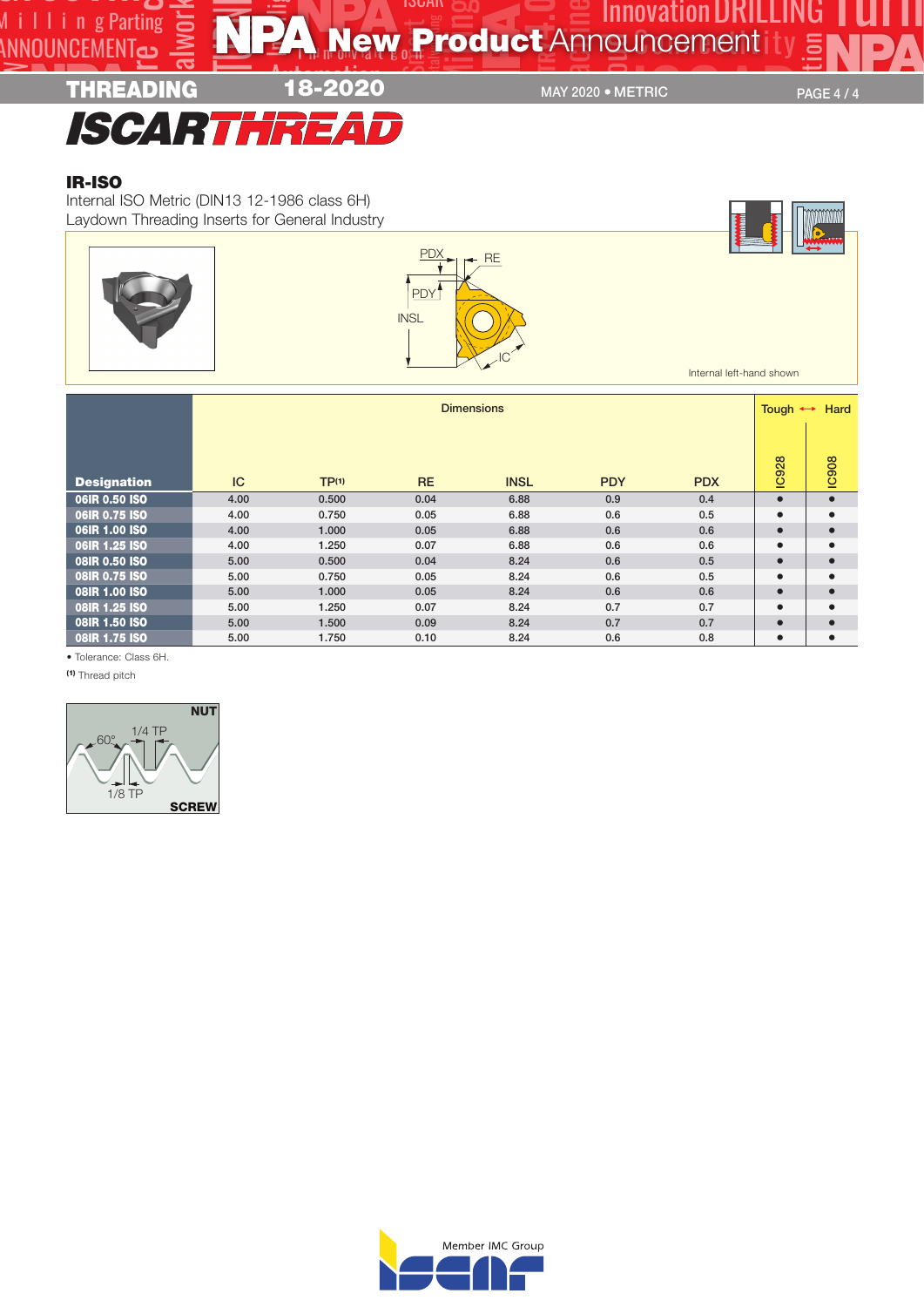THREADING 18-2020

# ISCARTHREAD

## IR-ISO

Internal ISO Metric (DIN13 12-1986 class 6H)
Laydown Threading Inserts for General Industry

PDX RE PDY INSL IC

Internal left-hand shown

| Designation | Dimensions | | | | | | Tough ↔ Hard | |
|---|---|---|---|---|---|---|---|---|
| | IC | TP(1) | RE | INSL | PDY | PDX | IC928 | IC908 |
| 06IR 0.50 ISO | 4.00 | 0.500 | 0.04 | 6.88 | 0.9 | 0.4 | • | • |
| 06IR 0.75 ISO | 4.00 | 0.750 | 0.05 | 6.88 | 0.6 | 0.5 | • | • |
| 06IR 1.00 ISO | 4.00 | 1.000 | 0.05 | 6.88 | 0.6 | 0.6 | • | • |
| 06IR 1.25 ISO | 4.00 | 1.250 | 0.07 | 6.88 | 0.6 | 0.6 | • | • |
| 08IR 0.50 ISO | 5.00 | 0.500 | 0.04 | 8.24 | 0.6 | 0.5 | • | • |
| 08IR 0.75 ISO | 5.00 | 0.750 | 0.05 | 8.24 | 0.6 | 0.5 | • | • |
| 08IR 1.00 ISO | 5.00 | 1.000 | 0.05 | 8.24 | 0.6 | 0.6 | • | • |
| 08IR 1.25 ISO | 5.00 | 1.250 | 0.07 | 8.24 | 0.7 | 0.7 | • | • |
| 08IR 1.50 ISO | 5.00 | 1.500 | 0.09 | 8.24 | 0.7 | 0.7 | • | • |
| 08IR 1.75 ISO | 5.00 | 1.750 | 0.10 | 8.24 | 0.6 | 0.8 | • | • |

• Tolerance: Class 6H.

(1) Thread pitch

NUT
60°
1/4 TP
1/8 TP
SCREW

Member IMC Group